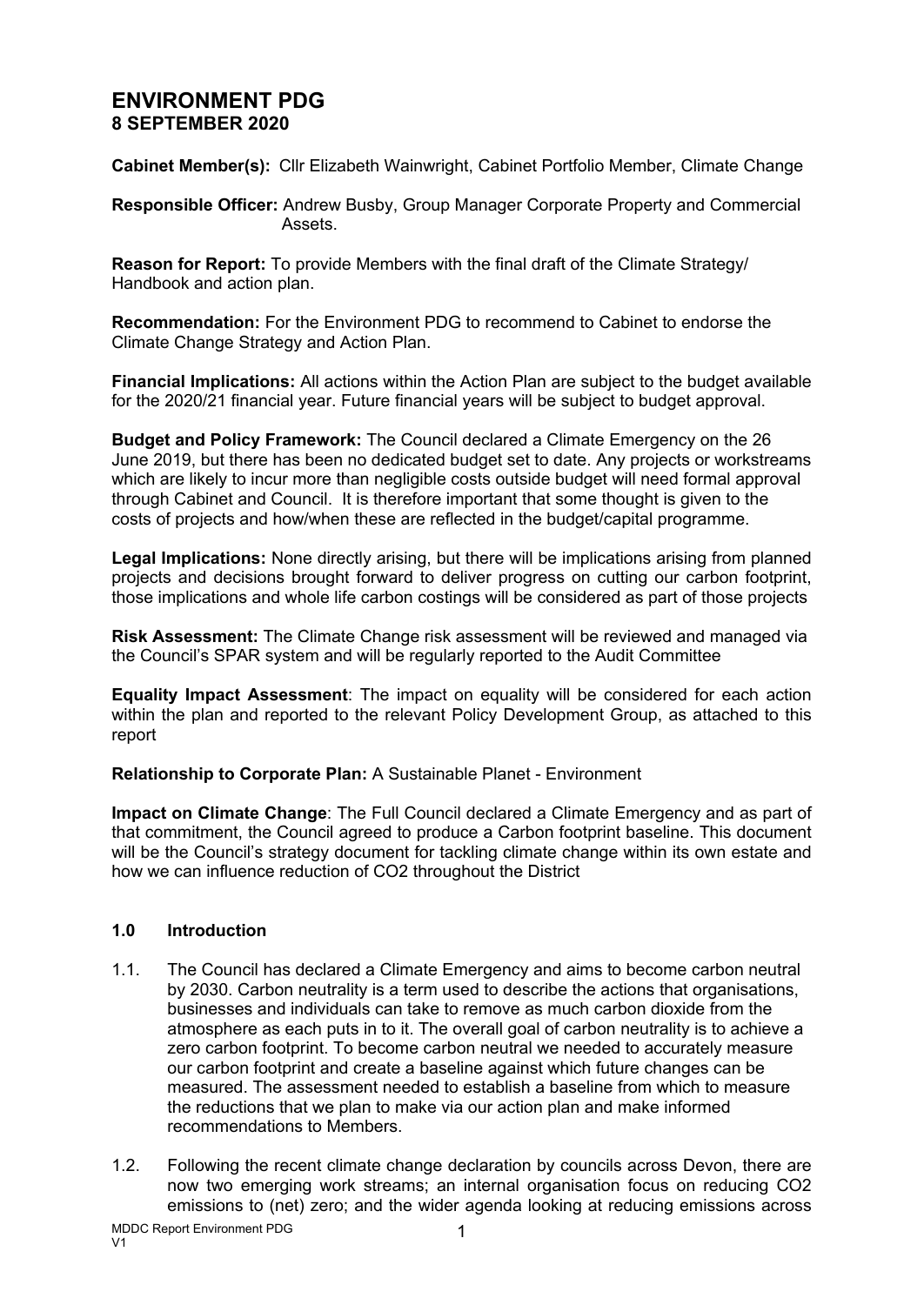# ENVIRONMENT PDG
## 8 SEPTEMBER 2020

**Cabinet Member(s):** Cllr Elizabeth Wainwright, Cabinet Portfolio Member, Climate Change

**Responsible Officer:** Andrew Busby, Group Manager Corporate Property and Commercial Assets.

**Reason for Report:** To provide Members with the final draft of the Climate Strategy/ Handbook and action plan.

**Recommendation:** For the Environment PDG to recommend to Cabinet to endorse the Climate Change Strategy and Action Plan.

**Financial Implications:** All actions within the Action Plan are subject to the budget available for the 2020/21 financial year. Future financial years will be subject to budget approval.

**Budget and Policy Framework:** The Council declared a Climate Emergency on the 26 June 2019, but there has been no dedicated budget set to date. Any projects or workstreams which are likely to incur more than negligible costs outside budget will need formal approval through Cabinet and Council. It is therefore important that some thought is given to the costs of projects and how/when these are reflected in the budget/capital programme.

**Legal Implications:** None directly arising, but there will be implications arising from planned projects and decisions brought forward to deliver progress on cutting our carbon footprint, those implications and whole life carbon costings will be considered as part of those projects

**Risk Assessment:** The Climate Change risk assessment will be reviewed and managed via the Council's SPAR system and will be regularly reported to the Audit Committee

**Equality Impact Assessment**: The impact on equality will be considered for each action within the plan and reported to the relevant Policy Development Group, as attached to this report

**Relationship to Corporate Plan:** A Sustainable Planet - Environment

**Impact on Climate Change**: The Full Council declared a Climate Emergency and as part of that commitment, the Council agreed to produce a Carbon footprint baseline. This document will be the Council's strategy document for tackling climate change within its own estate and how we can influence reduction of $CO_2$ throughout the District

### 1.0 Introduction

1.1. The Council has declared a Climate Emergency and aims to become carbon neutral by 2030. Carbon neutrality is a term used to describe the actions that organisations, businesses and individuals can take to remove as much carbon dioxide from the atmosphere as each puts in to it. The overall goal of carbon neutrality is to achieve a zero carbon footprint. To become carbon neutral we needed to accurately measure our carbon footprint and create a baseline against which future changes can be measured. The assessment needed to establish a baseline from which to measure the reductions that we plan to make via our action plan and make informed recommendations to Members.

1.2. Following the recent climate change declaration by councils across Devon, there are now two emerging work streams; an internal organisation focus on reducing $CO_2$ emissions to (net) zero; and the wider agenda looking at reducing emissions across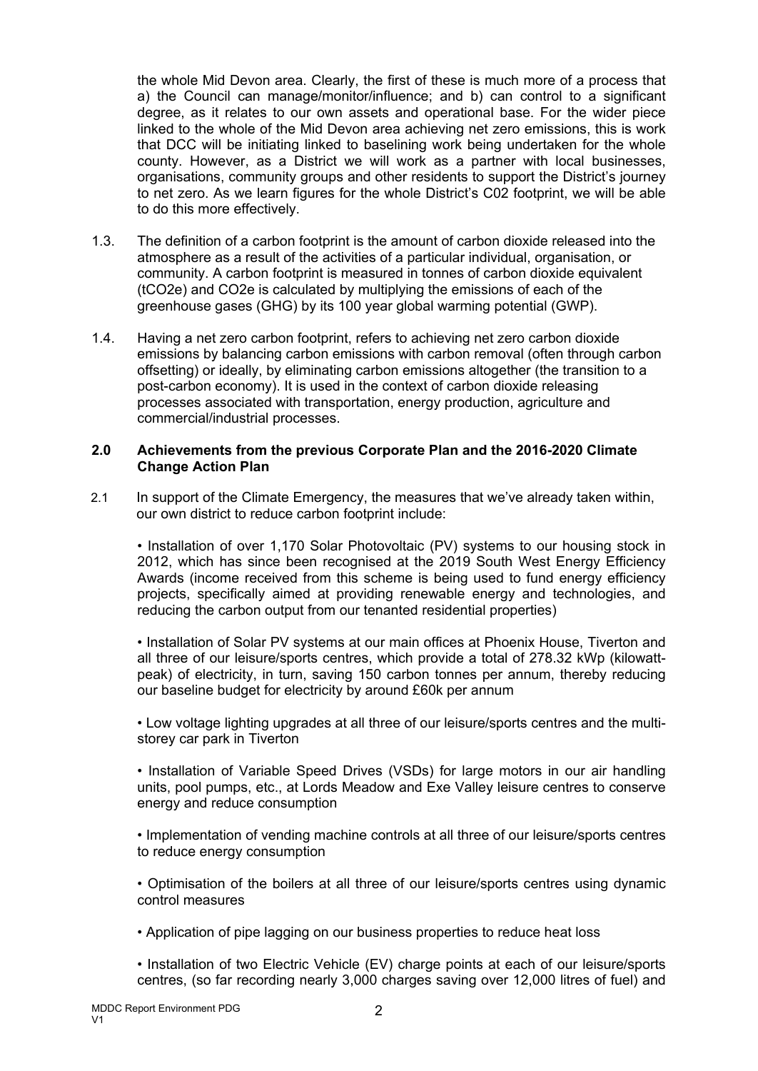the whole Mid Devon area. Clearly, the first of these is much more of a process that a) the Council can manage/monitor/influence; and b) can control to a significant degree, as it relates to our own assets and operational base. For the wider piece linked to the whole of the Mid Devon area achieving net zero emissions, this is work that DCC will be initiating linked to baselining work being undertaken for the whole county. However, as a District we will work as a partner with local businesses, organisations, community groups and other residents to support the District's journey to net zero. As we learn figures for the whole District's C02 footprint, we will be able to do this more effectively.

1.3. The definition of a carbon footprint is the amount of carbon dioxide released into the atmosphere as a result of the activities of a particular individual, organisation, or community. A carbon footprint is measured in tonnes of carbon dioxide equivalent (tCO2e) and CO2e is calculated by multiplying the emissions of each of the greenhouse gases (GHG) by its 100 year global warming potential (GWP).

1.4. Having a net zero carbon footprint, refers to achieving net zero carbon dioxide emissions by balancing carbon emissions with carbon removal (often through carbon offsetting) or ideally, by eliminating carbon emissions altogether (the transition to a post-carbon economy). It is used in the context of carbon dioxide releasing processes associated with transportation, energy production, agriculture and commercial/industrial processes.

## 2.0 Achievements from the previous Corporate Plan and the 2016-2020 Climate Change Action Plan

2.1 In support of the Climate Emergency, the measures that we've already taken within, our own district to reduce carbon footprint include:

- Installation of over 1,170 Solar Photovoltaic (PV) systems to our housing stock in 2012, which has since been recognised at the 2019 South West Energy Efficiency Awards (income received from this scheme is being used to fund energy efficiency projects, specifically aimed at providing renewable energy and technologies, and reducing the carbon output from our tenanted residential properties)

- Installation of Solar PV systems at our main offices at Phoenix House, Tiverton and all three of our leisure/sports centres, which provide a total of 278.32 kWp (kilowatt-peak) of electricity, in turn, saving 150 carbon tonnes per annum, thereby reducing our baseline budget for electricity by around £60k per annum

- Low voltage lighting upgrades at all three of our leisure/sports centres and the multi-storey car park in Tiverton

- Installation of Variable Speed Drives (VSDs) for large motors in our air handling units, pool pumps, etc., at Lords Meadow and Exe Valley leisure centres to conserve energy and reduce consumption

- Implementation of vending machine controls at all three of our leisure/sports centres to reduce energy consumption

- Optimisation of the boilers at all three of our leisure/sports centres using dynamic control measures

- Application of pipe lagging on our business properties to reduce heat loss

- Installation of two Electric Vehicle (EV) charge points at each of our leisure/sports centres, (so far recording nearly 3,000 charges saving over 12,000 litres of fuel) and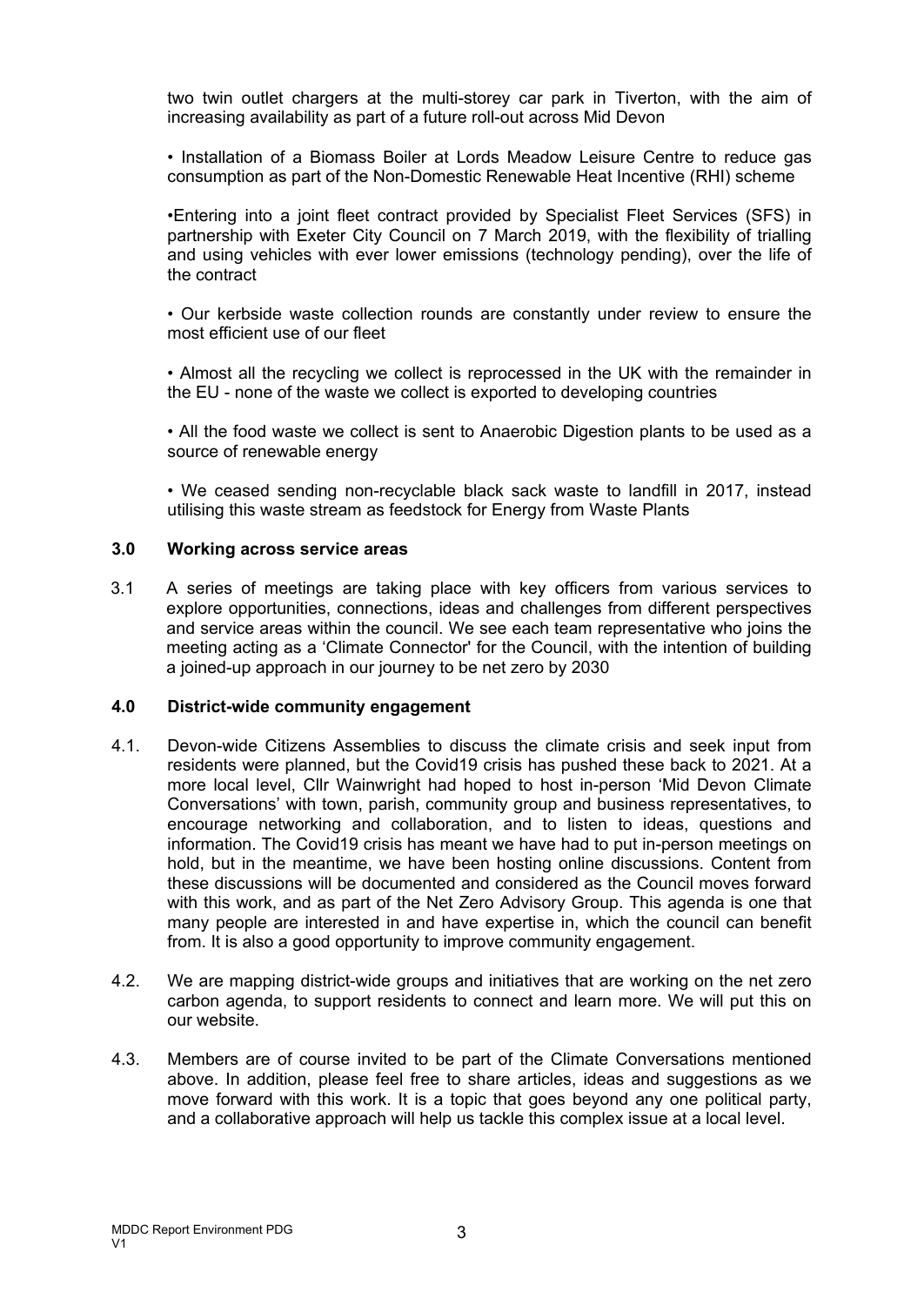two twin outlet chargers at the multi-storey car park in Tiverton, with the aim of increasing availability as part of a future roll-out across Mid Devon

- Installation of a Biomass Boiler at Lords Meadow Leisure Centre to reduce gas consumption as part of the Non-Domestic Renewable Heat Incentive (RHI) scheme

- Entering into a joint fleet contract provided by Specialist Fleet Services (SFS) in partnership with Exeter City Council on 7 March 2019, with the flexibility of trialling and using vehicles with ever lower emissions (technology pending), over the life of the contract

- Our kerbside waste collection rounds are constantly under review to ensure the most efficient use of our fleet

- Almost all the recycling we collect is reprocessed in the UK with the remainder in the EU - none of the waste we collect is exported to developing countries

- All the food waste we collect is sent to Anaerobic Digestion plants to be used as a source of renewable energy

- We ceased sending non-recyclable black sack waste to landfill in 2017, instead utilising this waste stream as feedstock for Energy from Waste Plants

## 3.0 Working across service areas

3.1 A series of meetings are taking place with key officers from various services to explore opportunities, connections, ideas and challenges from different perspectives and service areas within the council. We see each team representative who joins the meeting acting as a 'Climate Connector' for the Council, with the intention of building a joined-up approach in our journey to be net zero by 2030

## 4.0 District-wide community engagement

4.1. Devon-wide Citizens Assemblies to discuss the climate crisis and seek input from residents were planned, but the Covid19 crisis has pushed these back to 2021. At a more local level, Cllr Wainwright had hoped to host in-person 'Mid Devon Climate Conversations' with town, parish, community group and business representatives, to encourage networking and collaboration, and to listen to ideas, questions and information. The Covid19 crisis has meant we have had to put in-person meetings on hold, but in the meantime, we have been hosting online discussions. Content from these discussions will be documented and considered as the Council moves forward with this work, and as part of the Net Zero Advisory Group. This agenda is one that many people are interested in and have expertise in, which the council can benefit from. It is also a good opportunity to improve community engagement.

4.2. We are mapping district-wide groups and initiatives that are working on the net zero carbon agenda, to support residents to connect and learn more. We will put this on our website.

4.3. Members are of course invited to be part of the Climate Conversations mentioned above. In addition, please feel free to share articles, ideas and suggestions as we move forward with this work. It is a topic that goes beyond any one political party, and a collaborative approach will help us tackle this complex issue at a local level.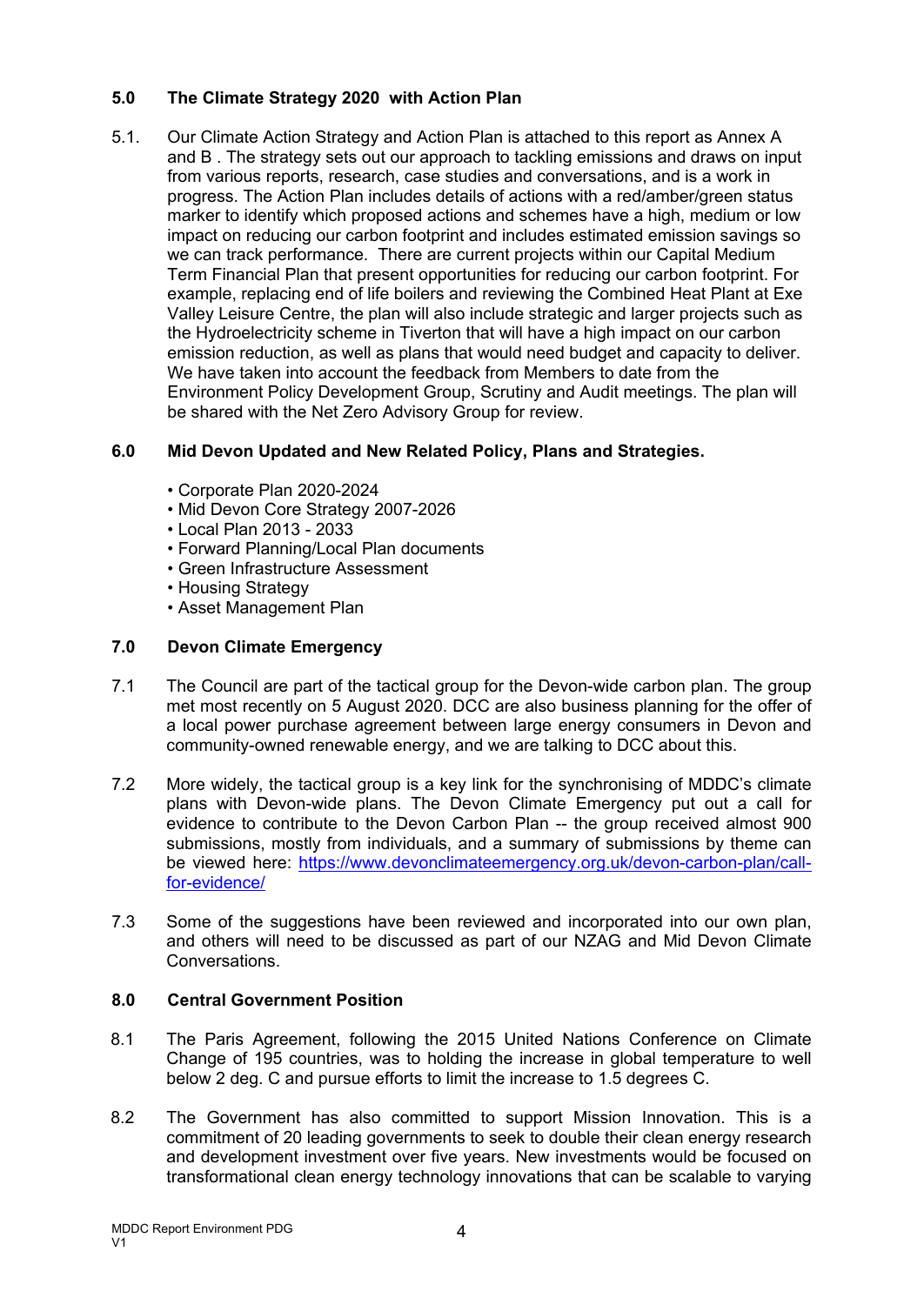## 5.0 The Climate Strategy 2020 with Action Plan

5.1. Our Climate Action Strategy and Action Plan is attached to this report as Annex A and B . The strategy sets out our approach to tackling emissions and draws on input from various reports, research, case studies and conversations, and is a work in progress. The Action Plan includes details of actions with a red/amber/green status marker to identify which proposed actions and schemes have a high, medium or low impact on reducing our carbon footprint and includes estimated emission savings so we can track performance. There are current projects within our Capital Medium Term Financial Plan that present opportunities for reducing our carbon footprint. For example, replacing end of life boilers and reviewing the Combined Heat Plant at Exe Valley Leisure Centre, the plan will also include strategic and larger projects such as the Hydroelectricity scheme in Tiverton that will have a high impact on our carbon emission reduction, as well as plans that would need budget and capacity to deliver. We have taken into account the feedback from Members to date from the Environment Policy Development Group, Scrutiny and Audit meetings. The plan will be shared with the Net Zero Advisory Group for review.

## 6.0 Mid Devon Updated and New Related Policy, Plans and Strategies.

- Corporate Plan 2020-2024
- Mid Devon Core Strategy 2007-2026
- Local Plan 2013 - 2033
- Forward Planning/Local Plan documents
- Green Infrastructure Assessment
- Housing Strategy
- Asset Management Plan

## 7.0 Devon Climate Emergency

7.1 The Council are part of the tactical group for the Devon-wide carbon plan. The group met most recently on 5 August 2020. DCC are also business planning for the offer of a local power purchase agreement between large energy consumers in Devon and community-owned renewable energy, and we are talking to DCC about this.

7.2 More widely, the tactical group is a key link for the synchronising of MDDC's climate plans with Devon-wide plans. The Devon Climate Emergency put out a call for evidence to contribute to the Devon Carbon Plan -- the group received almost 900 submissions, mostly from individuals, and a summary of submissions by theme can be viewed here: [https://www.devonclimateemergency.org.uk/devon-carbon-plan/call-for-evidence/](https://www.devonclimateemergency.org.uk/devon-carbon-plan/call-for-evidence/)

7.3 Some of the suggestions have been reviewed and incorporated into our own plan, and others will need to be discussed as part of our NZAG and Mid Devon Climate Conversations.

## 8.0 Central Government Position

8.1 The Paris Agreement, following the 2015 United Nations Conference on Climate Change of 195 countries, was to holding the increase in global temperature to well below 2 deg. C and pursue efforts to limit the increase to 1.5 degrees C.

8.2 The Government has also committed to support Mission Innovation. This is a commitment of 20 leading governments to seek to double their clean energy research and development investment over five years. New investments would be focused on transformational clean energy technology innovations that can be scalable to varying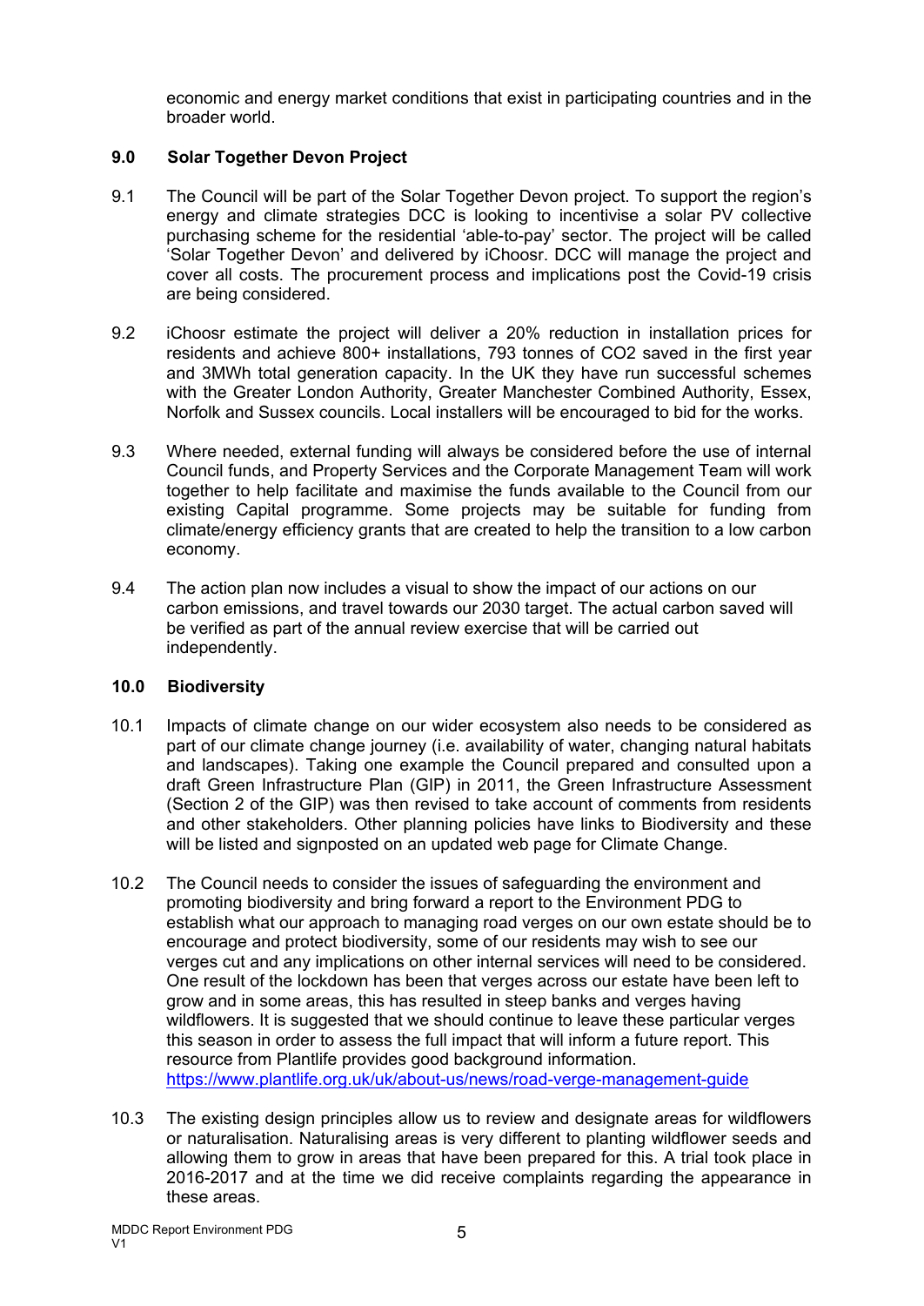economic and energy market conditions that exist in participating countries and in the broader world.

## 9.0 Solar Together Devon Project

9.1 The Council will be part of the Solar Together Devon project. To support the region's energy and climate strategies DCC is looking to incentivise a solar PV collective purchasing scheme for the residential 'able-to-pay' sector. The project will be called 'Solar Together Devon' and delivered by iChoosr. DCC will manage the project and cover all costs. The procurement process and implications post the Covid-19 crisis are being considered.

9.2 iChoosr estimate the project will deliver a 20% reduction in installation prices for residents and achieve 800+ installations, 793 tonnes of CO2 saved in the first year and 3MWh total generation capacity. In the UK they have run successful schemes with the Greater London Authority, Greater Manchester Combined Authority, Essex, Norfolk and Sussex councils. Local installers will be encouraged to bid for the works.

9.3 Where needed, external funding will always be considered before the use of internal Council funds, and Property Services and the Corporate Management Team will work together to help facilitate and maximise the funds available to the Council from our existing Capital programme. Some projects may be suitable for funding from climate/energy efficiency grants that are created to help the transition to a low carbon economy.

9.4 The action plan now includes a visual to show the impact of our actions on our carbon emissions, and travel towards our 2030 target. The actual carbon saved will be verified as part of the annual review exercise that will be carried out independently.

## 10.0 Biodiversity

10.1 Impacts of climate change on our wider ecosystem also needs to be considered as part of our climate change journey (i.e. availability of water, changing natural habitats and landscapes). Taking one example the Council prepared and consulted upon a draft Green Infrastructure Plan (GIP) in 2011, the Green Infrastructure Assessment (Section 2 of the GIP) was then revised to take account of comments from residents and other stakeholders. Other planning policies have links to Biodiversity and these will be listed and signposted on an updated web page for Climate Change.

10.2 The Council needs to consider the issues of safeguarding the environment and promoting biodiversity and bring forward a report to the Environment PDG to establish what our approach to managing road verges on our own estate should be to encourage and protect biodiversity, some of our residents may wish to see our verges cut and any implications on other internal services will need to be considered. One result of the lockdown has been that verges across our estate have been left to grow and in some areas, this has resulted in steep banks and verges having wildflowers. It is suggested that we should continue to leave these particular verges this season in order to assess the full impact that will inform a future report. This resource from Plantlife provides good background information. https://www.plantlife.org.uk/uk/about-us/news/road-verge-management-guide

10.3 The existing design principles allow us to review and designate areas for wildflowers or naturalisation. Naturalising areas is very different to planting wildflower seeds and allowing them to grow in areas that have been prepared for this. A trial took place in 2016-2017 and at the time we did receive complaints regarding the appearance in these areas.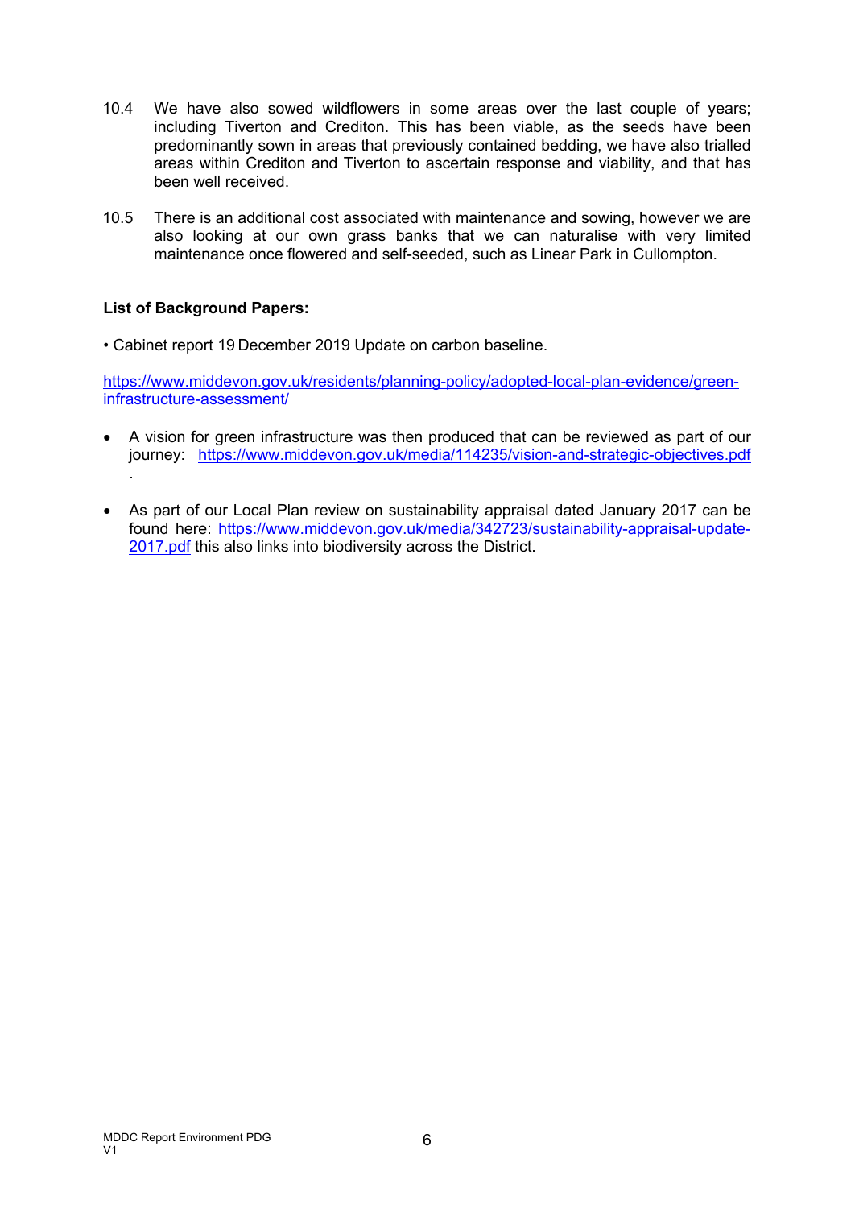10.4 We have also sowed wildflowers in some areas over the last couple of years; including Tiverton and Crediton. This has been viable, as the seeds have been predominantly sown in areas that previously contained bedding, we have also trialled areas within Crediton and Tiverton to ascertain response and viability, and that has been well received.

10.5 There is an additional cost associated with maintenance and sowing, however we are also looking at our own grass banks that we can naturalise with very limited maintenance once flowered and self-seeded, such as Linear Park in Cullompton.

**List of Background Papers:**

• Cabinet report 19 December 2019 Update on carbon baseline.

https://www.middevon.gov.uk/residents/planning-policy/adopted-local-plan-evidence/green-infrastructure-assessment/

- A vision for green infrastructure was then produced that can be reviewed as part of our journey: https://www.middevon.gov.uk/media/114235/vision-and-strategic-objectives.pdf .

- As part of our Local Plan review on sustainability appraisal dated January 2017 can be found here: https://www.middevon.gov.uk/media/342723/sustainability-appraisal-update-2017.pdf this also links into biodiversity across the District.